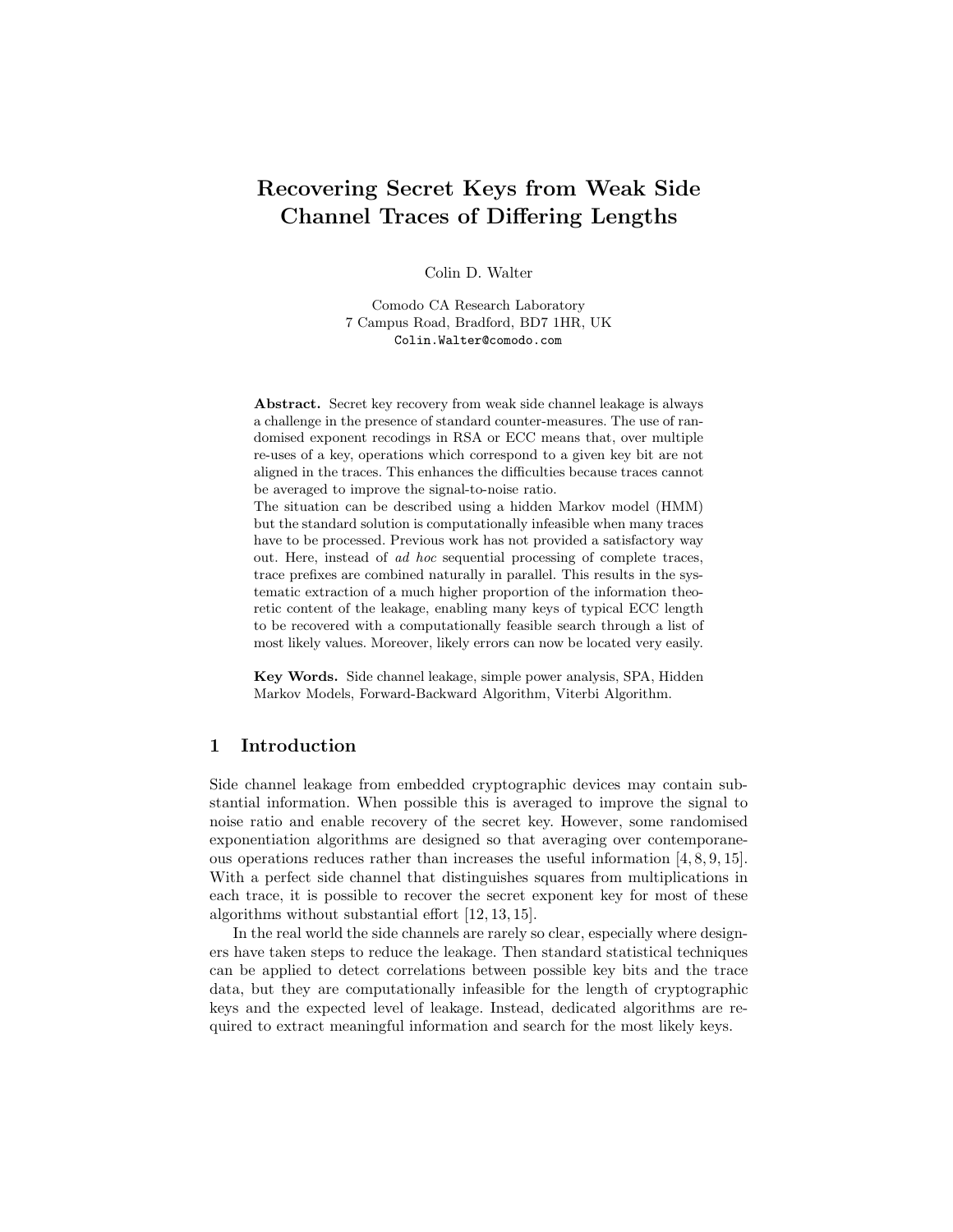# Recovering Secret Keys from Weak Side Channel Traces of Differing Lengths

Colin D. Walter

Comodo CA Research Laboratory
7 Campus Road, Bradford, BD7 1HR, UK
Colin.Walter@comodo.com

**Abstract.** Secret key recovery from weak side channel leakage is always a challenge in the presence of standard counter-measures. The use of randomised exponent recodings in RSA or ECC means that, over multiple re-uses of a key, operations which correspond to a given key bit are not aligned in the traces. This enhances the difficulties because traces cannot be averaged to improve the signal-to-noise ratio.
The situation can be described using a hidden Markov model (HMM) but the standard solution is computationally infeasible when many traces have to be processed. Previous work has not provided a satisfactory way out. Here, instead of *ad hoc* sequential processing of complete traces, trace prefixes are combined naturally in parallel. This results in the systematic extraction of a much higher proportion of the information theoretic content of the leakage, enabling many keys of typical ECC length to be recovered with a computationally feasible search through a list of most likely values. Moreover, likely errors can now be located very easily.

**Key Words.** Side channel leakage, simple power analysis, SPA, Hidden Markov Models, Forward-Backward Algorithm, Viterbi Algorithm.

## 1 Introduction

Side channel leakage from embedded cryptographic devices may contain substantial information. When possible this is averaged to improve the signal to noise ratio and enable recovery of the secret key. However, some randomised exponentiation algorithms are designed so that averaging over contemporaneous operations reduces rather than increases the useful information [4, 8, 9, 15]. With a perfect side channel that distinguishes squares from multiplications in each trace, it is possible to recover the secret exponent key for most of these algorithms without substantial effort [12, 13, 15].

In the real world the side channels are rarely so clear, especially where designers have taken steps to reduce the leakage. Then standard statistical techniques can be applied to detect correlations between possible key bits and the trace data, but they are computationally infeasible for the length of cryptographic keys and the expected level of leakage. Instead, dedicated algorithms are required to extract meaningful information and search for the most likely keys.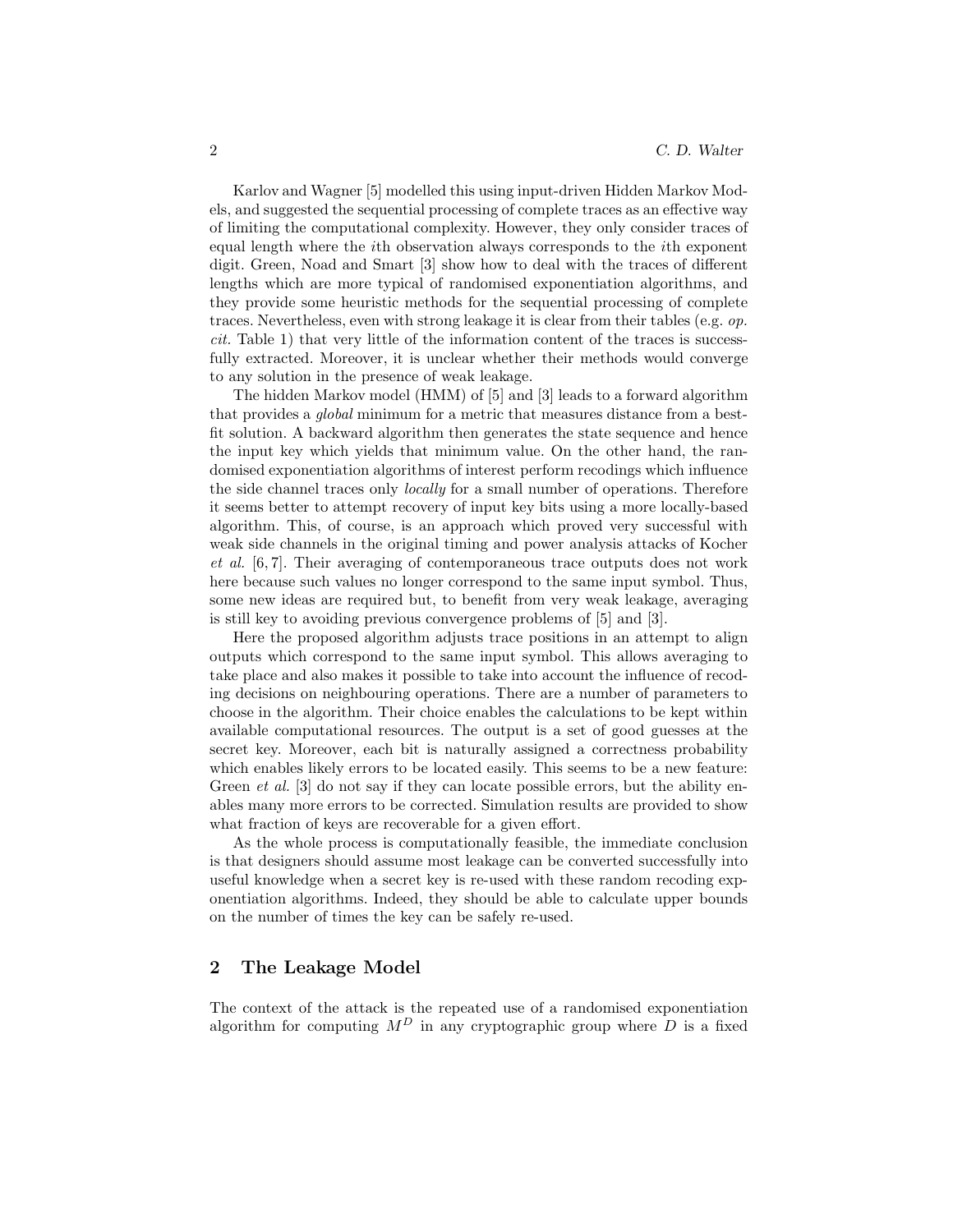Karlov and Wagner [5] modelled this using input-driven Hidden Markov Models, and suggested the sequential processing of complete traces as an effective way of limiting the computational complexity. However, they only consider traces of equal length where the $i$th observation always corresponds to the $i$th exponent digit. Green, Noad and Smart [3] show how to deal with the traces of different lengths which are more typical of randomised exponentiation algorithms, and they provide some heuristic methods for the sequential processing of complete traces. Nevertheless, even with strong leakage it is clear from their tables (e.g. *op. cit.* Table 1) that very little of the information content of the traces is successfully extracted. Moreover, it is unclear whether their methods would converge to any solution in the presence of weak leakage.

The hidden Markov model (HMM) of [5] and [3] leads to a forward algorithm that provides a *global* minimum for a metric that measures distance from a best-fit solution. A backward algorithm then generates the state sequence and hence the input key which yields that minimum value. On the other hand, the randomised exponentiation algorithms of interest perform recodings which influence the side channel traces only *locally* for a small number of operations. Therefore it seems better to attempt recovery of input key bits using a more locally-based algorithm. This, of course, is an approach which proved very successful with weak side channels in the original timing and power analysis attacks of Kocher *et al.* [6, 7]. Their averaging of contemporaneous trace outputs does not work here because such values no longer correspond to the same input symbol. Thus, some new ideas are required but, to benefit from very weak leakage, averaging is still key to avoiding previous convergence problems of [5] and [3].

Here the proposed algorithm adjusts trace positions in an attempt to align outputs which correspond to the same input symbol. This allows averaging to take place and also makes it possible to take into account the influence of recoding decisions on neighbouring operations. There are a number of parameters to choose in the algorithm. Their choice enables the calculations to be kept within available computational resources. The output is a set of good guesses at the secret key. Moreover, each bit is naturally assigned a correctness probability which enables likely errors to be located easily. This seems to be a new feature: Green *et al.* [3] do not say if they can locate possible errors, but the ability enables many more errors to be corrected. Simulation results are provided to show what fraction of keys are recoverable for a given effort.

As the whole process is computationally feasible, the immediate conclusion is that designers should assume most leakage can be converted successfully into useful knowledge when a secret key is re-used with these random recoding exponentiation algorithms. Indeed, they should be able to calculate upper bounds on the number of times the key can be safely re-used.

## 2 The Leakage Model

The context of the attack is the repeated use of a randomised exponentiation algorithm for computing $M^D$ in any cryptographic group where $D$ is a fixed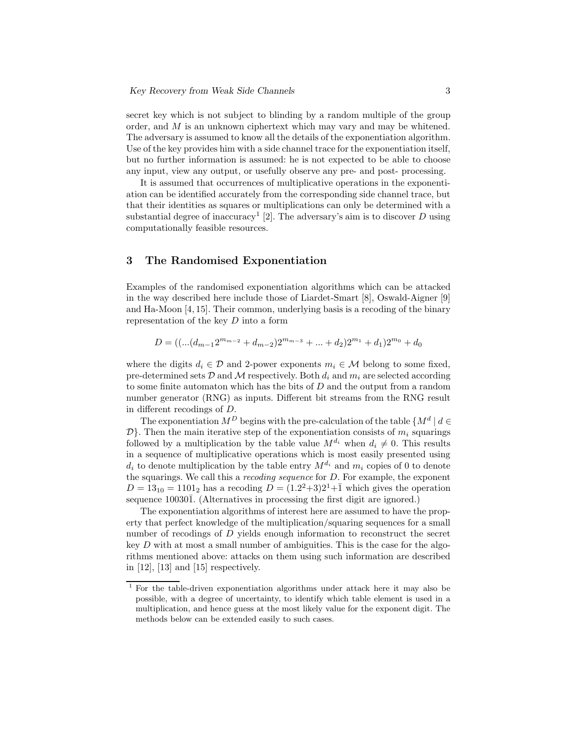secret key which is not subject to blinding by a random multiple of the group order, and $M$ is an unknown ciphertext which may vary and may be whitened. The adversary is assumed to know all the details of the exponentiation algorithm. Use of the key provides him with a side channel trace for the exponentiation itself, but no further information is assumed: he is not expected to be able to choose any input, view any output, or usefully observe any pre- and post- processing.

It is assumed that occurrences of multiplicative operations in the exponentiation can be identified accurately from the corresponding side channel trace, but that their identities as squares or multiplications can only be determined with a substantial degree of inaccuracy[1] [2]. The adversary's aim is to discover $D$ using computationally feasible resources.

## 3 The Randomised Exponentiation

Examples of the randomised exponentiation algorithms which can be attacked in the way described here include those of Liardet-Smart [8], Oswald-Aigner [9] and Ha-Moon [4, 15]. Their common, underlying basis is a recoding of the binary representation of the key $D$ into a form

$$D = ((...(d_{m-1}2^{m_{m-2}} + d_{m-2})2^{m_{m-3}} + ... + d_2)2^{m_1} + d_1)2^{m_0} + d_0$$

where the digits $d_i \in \mathcal{D}$ and 2-power exponents $m_i \in \mathcal{M}$ belong to some fixed, pre-determined sets $\mathcal{D}$ and $\mathcal{M}$ respectively. Both $d_i$ and $m_i$ are selected according to some finite automaton which has the bits of $D$ and the output from a random number generator (RNG) as inputs. Different bit streams from the RNG result in different recodings of $D$.

The exponentiation $M^D$ begins with the pre-calculation of the table $\{M^d \mid d \in \mathcal{D}\}$. Then the main iterative step of the exponentiation consists of $m_i$ squarings followed by a multiplication by the table value $M^{d_i}$ when $d_i \neq 0$. This results in a sequence of multiplicative operations which is most easily presented using $d_i$ to denote multiplication by the table entry $M^{d_i}$ and $m_i$ copies of 0 to denote the squarings. We call this a *recoding sequence* for $D$. For example, the exponent $D = 13_{10} = 1101_2$ has a recoding $D = (1.2^2{+}3)2^1{+}\bar{1}$ which gives the operation sequence $10030\bar{1}$. (Alternatives in processing the first digit are ignored.)

The exponentiation algorithms of interest here are assumed to have the property that perfect knowledge of the multiplication/squaring sequences for a small number of recodings of $D$ yields enough information to reconstruct the secret key $D$ with at most a small number of ambiguities. This is the case for the algorithms mentioned above: attacks on them using such information are described in [12], [13] and [15] respectively.

[1] For the table-driven exponentiation algorithms under attack here it may also be possible, with a degree of uncertainty, to identify which table element is used in a multiplication, and hence guess at the most likely value for the exponent digit. The methods below can be extended easily to such cases.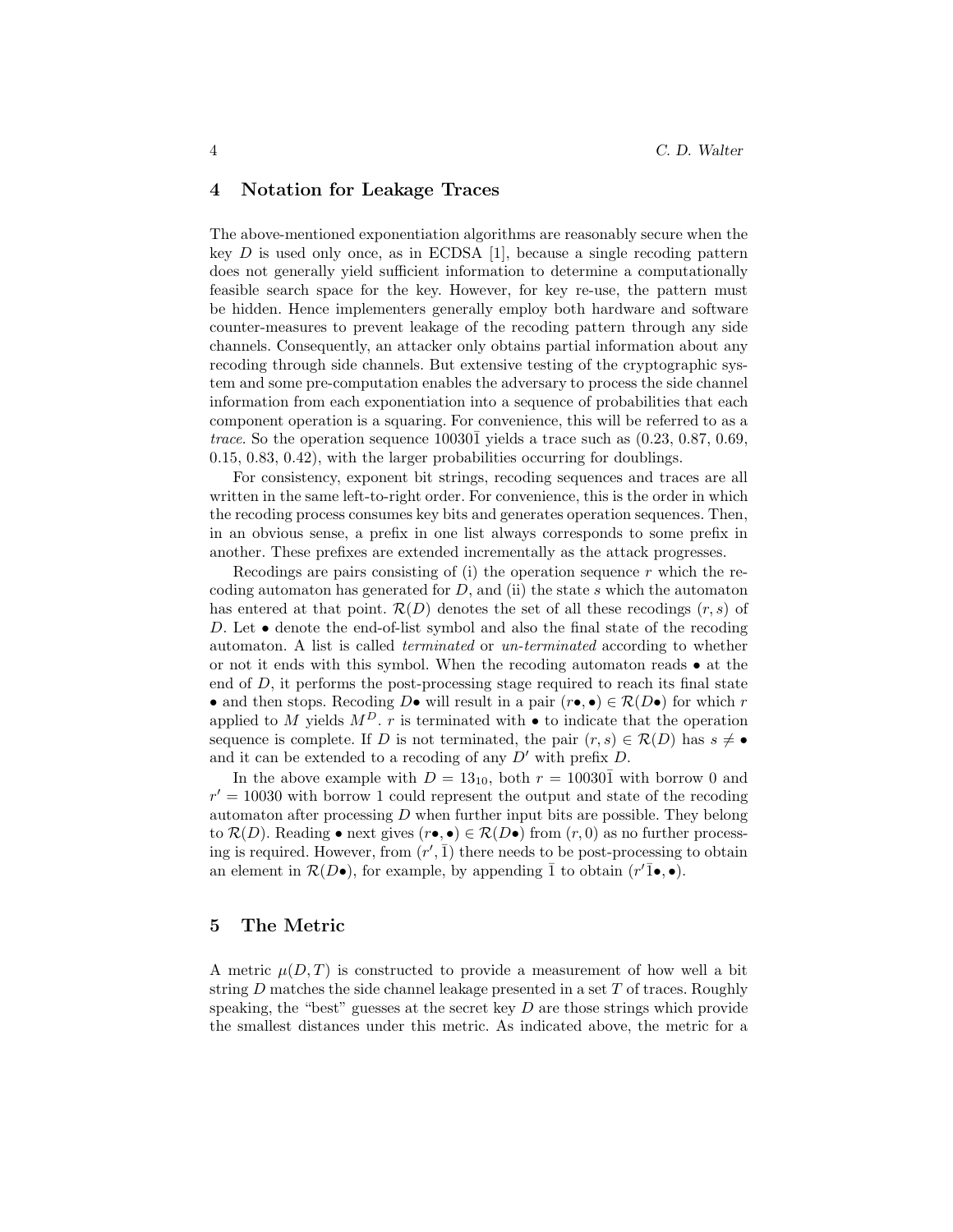## 4 Notation for Leakage Traces

The above-mentioned exponentiation algorithms are reasonably secure when the key $D$ is used only once, as in ECDSA [1], because a single recoding pattern does not generally yield sufficient information to determine a computationally feasible search space for the key. However, for key re-use, the pattern must be hidden. Hence implementers generally employ both hardware and software counter-measures to prevent leakage of the recoding pattern through any side channels. Consequently, an attacker only obtains partial information about any recoding through side channels. But extensive testing of the cryptographic system and some pre-computation enables the adversary to process the side channel information from each exponentiation into a sequence of probabilities that each component operation is a squaring. For convenience, this will be referred to as a *trace*. So the operation sequence $10030\bar{1}$ yields a trace such as (0.23, 0.87, 0.69, 0.15, 0.83, 0.42), with the larger probabilities occurring for doublings.

For consistency, exponent bit strings, recoding sequences and traces are all written in the same left-to-right order. For convenience, this is the order in which the recoding process consumes key bits and generates operation sequences. Then, in an obvious sense, a prefix in one list always corresponds to some prefix in another. These prefixes are extended incrementally as the attack progresses.

Recodings are pairs consisting of (i) the operation sequence $r$ which the recoding automaton has generated for $D$, and (ii) the state $s$ which the automaton has entered at that point. $\mathcal{R}(D)$ denotes the set of all these recodings $(r, s)$ of $D$. Let $\bullet$ denote the end-of-list symbol and also the final state of the recoding automaton. A list is called *terminated* or *un-terminated* according to whether or not it ends with this symbol. When the recoding automaton reads $\bullet$ at the end of $D$, it performs the post-processing stage required to reach its final state $\bullet$ and then stops. Recoding $D\bullet$ will result in a pair $(r\bullet, \bullet) \in \mathcal{R}(D\bullet)$ for which $r$ applied to $M$ yields $M^D$. $r$ is terminated with $\bullet$ to indicate that the operation sequence is complete. If $D$ is not terminated, the pair $(r, s) \in \mathcal{R}(D)$ has $s \neq \bullet$ and it can be extended to a recoding of any $D'$ with prefix $D$.

In the above example with $D = 13_{10}$, both $r = 10030\bar{1}$ with borrow 0 and $r' = 10030$ with borrow 1 could represent the output and state of the recoding automaton after processing $D$ when further input bits are possible. They belong to $\mathcal{R}(D)$. Reading $\bullet$ next gives $(r\bullet, \bullet) \in \mathcal{R}(D\bullet)$ from $(r, 0)$ as no further processing is required. However, from $(r', \bar{1})$ there needs to be post-processing to obtain an element in $\mathcal{R}(D\bullet)$, for example, by appending $\bar{1}$ to obtain $(r'\bar{1}\bullet, \bullet)$.

## 5 The Metric

A metric $\mu(D, T)$ is constructed to provide a measurement of how well a bit string $D$ matches the side channel leakage presented in a set $T$ of traces. Roughly speaking, the "best" guesses at the secret key $D$ are those strings which provide the smallest distances under this metric. As indicated above, the metric for a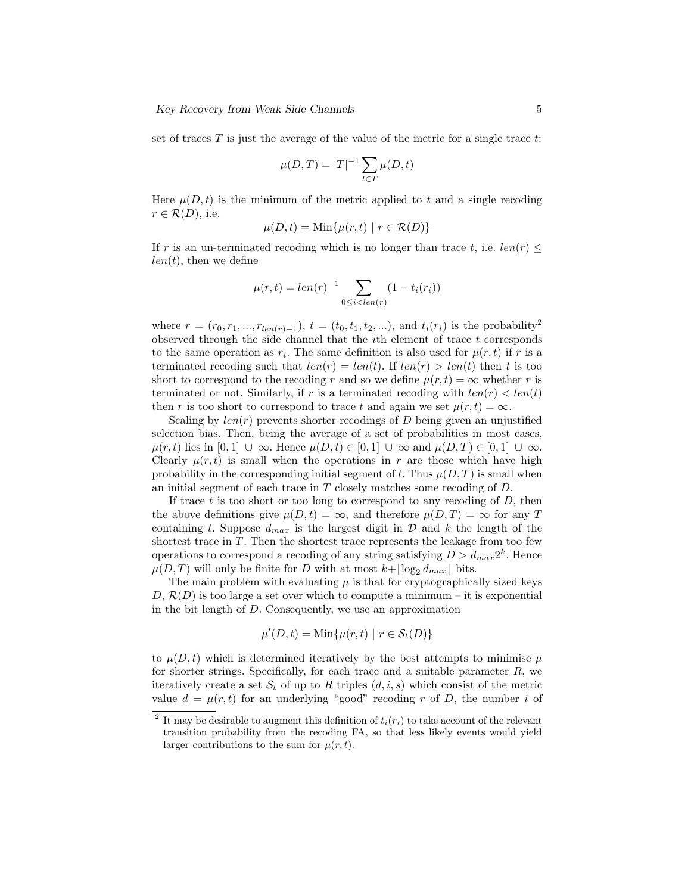set of traces $T$ is just the average of the value of the metric for a single trace $t$:

$$\mu(D, T) = |T|^{-1} \sum_{t \in T} \mu(D, t)$$

Here $\mu(D, t)$ is the minimum of the metric applied to $t$ and a single recoding $r \in \mathcal{R}(D)$, i.e.

$$\mu(D, t) = \text{Min}\{\mu(r, t) \mid r \in \mathcal{R}(D)\}$$

If $r$ is an un-terminated recoding which is no longer than trace $t$, i.e. $len(r) \leq len(t)$, then we define

$$\mu(r, t) = len(r)^{-1} \sum_{0 \leq i < len(r)} (1 - t_i(r_i))$$

where $r = (r_0, r_1, ..., r_{len(r)-1})$, $t = (t_0, t_1, t_2, ...)$, and $t_i(r_i)$ is the probability[2] observed through the side channel that the $i$th element of trace $t$ corresponds to the same operation as $r_i$. The same definition is also used for $\mu(r, t)$ if $r$ is a terminated recoding such that $len(r) = len(t)$. If $len(r) > len(t)$ then $t$ is too short to correspond to the recoding $r$ and so we define $\mu(r, t) = \infty$ whether $r$ is terminated or not. Similarly, if $r$ is a terminated recoding with $len(r) < len(t)$ then $r$ is too short to correspond to trace $t$ and again we set $\mu(r, t) = \infty$.

Scaling by $len(r)$ prevents shorter recodings of $D$ being given an unjustified selection bias. Then, being the average of a set of probabilities in most cases, $\mu(r, t)$ lies in $[0, 1] \cup \infty$. Hence $\mu(D, t) \in [0, 1] \cup \infty$ and $\mu(D, T) \in [0, 1] \cup \infty$. Clearly $\mu(r, t)$ is small when the operations in $r$ are those which have high probability in the corresponding initial segment of $t$. Thus $\mu(D, T)$ is small when an initial segment of each trace in $T$ closely matches some recoding of $D$.

If trace $t$ is too short or too long to correspond to any recoding of $D$, then the above definitions give $\mu(D, t) = \infty$, and therefore $\mu(D, T) = \infty$ for any $T$ containing $t$. Suppose $d_{max}$ is the largest digit in $\mathcal{D}$ and $k$ the length of the shortest trace in $T$. Then the shortest trace represents the leakage from too few operations to correspond a recoding of any string satisfying $D > d_{max}2^k$. Hence $\mu(D, T)$ will only be finite for $D$ with at most $k + \lfloor \log_2 d_{max} \rfloor$ bits.

The main problem with evaluating $\mu$ is that for cryptographically sized keys $D$, $\mathcal{R}(D)$ is too large a set over which to compute a minimum – it is exponential in the bit length of $D$. Consequently, we use an approximation

$$\mu'(D, t) = \text{Min}\{\mu(r, t) \mid r \in \mathcal{S}_t(D)\}$$

to $\mu(D, t)$ which is determined iteratively by the best attempts to minimise $\mu$ for shorter strings. Specifically, for each trace and a suitable parameter $R$, we iteratively create a set $\mathcal{S}_t$ of up to $R$ triples $(d, i, s)$ which consist of the metric value $d = \mu(r, t)$ for an underlying "good" recoding $r$ of $D$, the number $i$ of

[2] It may be desirable to augment this definition of $t_i(r_i)$ to take account of the relevant transition probability from the recoding FA, so that less likely events would yield larger contributions to the sum for $\mu(r, t)$.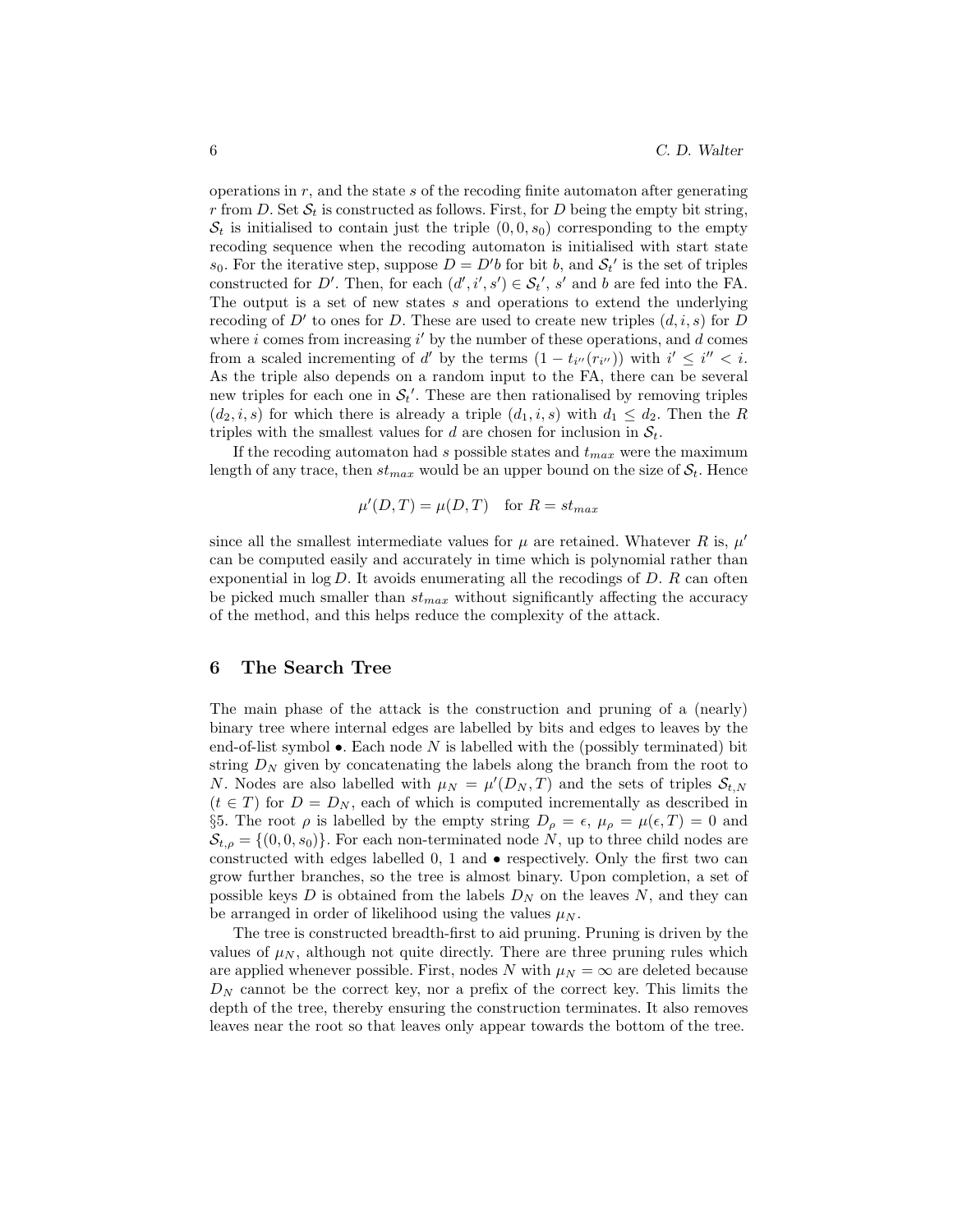operations in $r$, and the state $s$ of the recoding finite automaton after generating $r$ from $D$. Set $\mathcal{S}_t$ is constructed as follows. First, for $D$ being the empty bit string, $\mathcal{S}_t$ is initialised to contain just the triple $(0, 0, s_0)$ corresponding to the empty recoding sequence when the recoding automaton is initialised with start state $s_0$. For the iterative step, suppose $D = D'b$ for bit $b$, and $\mathcal{S}_t'$ is the set of triples constructed for $D'$. Then, for each $(d', i', s') \in \mathcal{S}_t'$, $s'$ and $b$ are fed into the FA. The output is a set of new states $s$ and operations to extend the underlying recoding of $D'$ to ones for $D$. These are used to create new triples $(d, i, s)$ for $D$ where $i$ comes from increasing $i'$ by the number of these operations, and $d$ comes from a scaled incrementing of $d'$ by the terms $(1 - t_{i''}(r_{i''}))$ with $i' \leq i'' < i$. As the triple also depends on a random input to the FA, there can be several new triples for each one in $\mathcal{S}_t'$. These are then rationalised by removing triples $(d_2, i, s)$ for which there is already a triple $(d_1, i, s)$ with $d_1 \leq d_2$. Then the $R$ triples with the smallest values for $d$ are chosen for inclusion in $\mathcal{S}_t$.

If the recoding automaton had $s$ possible states and $t_{max}$ were the maximum length of any trace, then $st_{max}$ would be an upper bound on the size of $\mathcal{S}_t$. Hence

$$\mu'(D, T) = \mu(D, T) \quad \text{for } R = st_{max}$$

since all the smallest intermediate values for $\mu$ are retained. Whatever $R$ is, $\mu'$ can be computed easily and accurately in time which is polynomial rather than exponential in $\log D$. It avoids enumerating all the recodings of $D$. $R$ can often be picked much smaller than $st_{max}$ without significantly affecting the accuracy of the method, and this helps reduce the complexity of the attack.

## 6 The Search Tree

The main phase of the attack is the construction and pruning of a (nearly) binary tree where internal edges are labelled by bits and edges to leaves by the end-of-list symbol $\bullet$. Each node $N$ is labelled with the (possibly terminated) bit string $D_N$ given by concatenating the labels along the branch from the root to $N$. Nodes are also labelled with $\mu_N = \mu'(D_N, T)$ and the sets of triples $\mathcal{S}_{t,N}$ ($t \in T$) for $D = D_N$, each of which is computed incrementally as described in §5. The root $\rho$ is labelled by the empty string $D_\rho = \epsilon$, $\mu_\rho = \mu(\epsilon, T) = 0$ and $\mathcal{S}_{t,\rho} = \{(0, 0, s_0)\}$. For each non-terminated node $N$, up to three child nodes are constructed with edges labelled 0, 1 and $\bullet$ respectively. Only the first two can grow further branches, so the tree is almost binary. Upon completion, a set of possible keys $D$ is obtained from the labels $D_N$ on the leaves $N$, and they can be arranged in order of likelihood using the values $\mu_N$.

The tree is constructed breadth-first to aid pruning. Pruning is driven by the values of $\mu_N$, although not quite directly. There are three pruning rules which are applied whenever possible. First, nodes $N$ with $\mu_N = \infty$ are deleted because $D_N$ cannot be the correct key, nor a prefix of the correct key. This limits the depth of the tree, thereby ensuring the construction terminates. It also removes leaves near the root so that leaves only appear towards the bottom of the tree.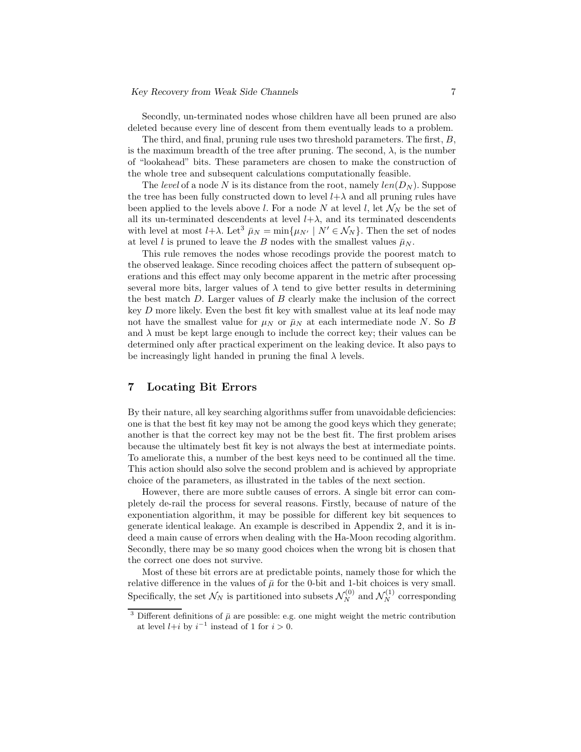Secondly, un-terminated nodes whose children have all been pruned are also deleted because every line of descent from them eventually leads to a problem.

The third, and final, pruning rule uses two threshold parameters. The first, $B$, is the maximum breadth of the tree after pruning. The second, $\lambda$, is the number of "lookahead" bits. These parameters are chosen to make the construction of the whole tree and subsequent calculations computationally feasible.

The *level* of a node $N$ is its distance from the root, namely $len(D_N)$. Suppose the tree has been fully constructed down to level $l+\lambda$ and all pruning rules have been applied to the levels above $l$. For a node $N$ at level $l$, let $\mathcal{N}_N$ be the set of all its un-terminated descendents at level $l+\lambda$, and its terminated descendents with level at most $l+\lambda$. Let[3] $\bar{\mu}_N = \min\{\mu_{N'} \mid N' \in \mathcal{N}_N\}$. Then the set of nodes at level $l$ is pruned to leave the $B$ nodes with the smallest values $\bar{\mu}_N$.

This rule removes the nodes whose recodings provide the poorest match to the observed leakage. Since recoding choices affect the pattern of subsequent operations and this effect may only become apparent in the metric after processing several more bits, larger values of $\lambda$ tend to give better results in determining the best match $D$. Larger values of $B$ clearly make the inclusion of the correct key $D$ more likely. Even the best fit key with smallest value at its leaf node may not have the smallest value for $\mu_N$ or $\bar{\mu}_N$ at each intermediate node $N$. So $B$ and $\lambda$ must be kept large enough to include the correct key; their values can be determined only after practical experiment on the leaking device. It also pays to be increasingly light handed in pruning the final $\lambda$ levels.

## 7 Locating Bit Errors

By their nature, all key searching algorithms suffer from unavoidable deficiencies: one is that the best fit key may not be among the good keys which they generate; another is that the correct key may not be the best fit. The first problem arises because the ultimately best fit key is not always the best at intermediate points. To ameliorate this, a number of the best keys need to be continued all the time. This action should also solve the second problem and is achieved by appropriate choice of the parameters, as illustrated in the tables of the next section.

However, there are more subtle causes of errors. A single bit error can completely de-rail the process for several reasons. Firstly, because of nature of the exponentiation algorithm, it may be possible for different key bit sequences to generate identical leakage. An example is described in Appendix 2, and it is indeed a main cause of errors when dealing with the Ha-Moon recoding algorithm. Secondly, there may be so many good choices when the wrong bit is chosen that the correct one does not survive.

Most of these bit errors are at predictable points, namely those for which the relative difference in the values of $\bar{\mu}$ for the 0-bit and 1-bit choices is very small. Specifically, the set $\mathcal{N}_N$ is partitioned into subsets $\mathcal{N}_N^{(0)}$ and $\mathcal{N}_N^{(1)}$ corresponding

[3] Different definitions of $\bar{\mu}$ are possible: e.g. one might weight the metric contribution at level $l+i$ by $i^{-1}$ instead of 1 for $i > 0$.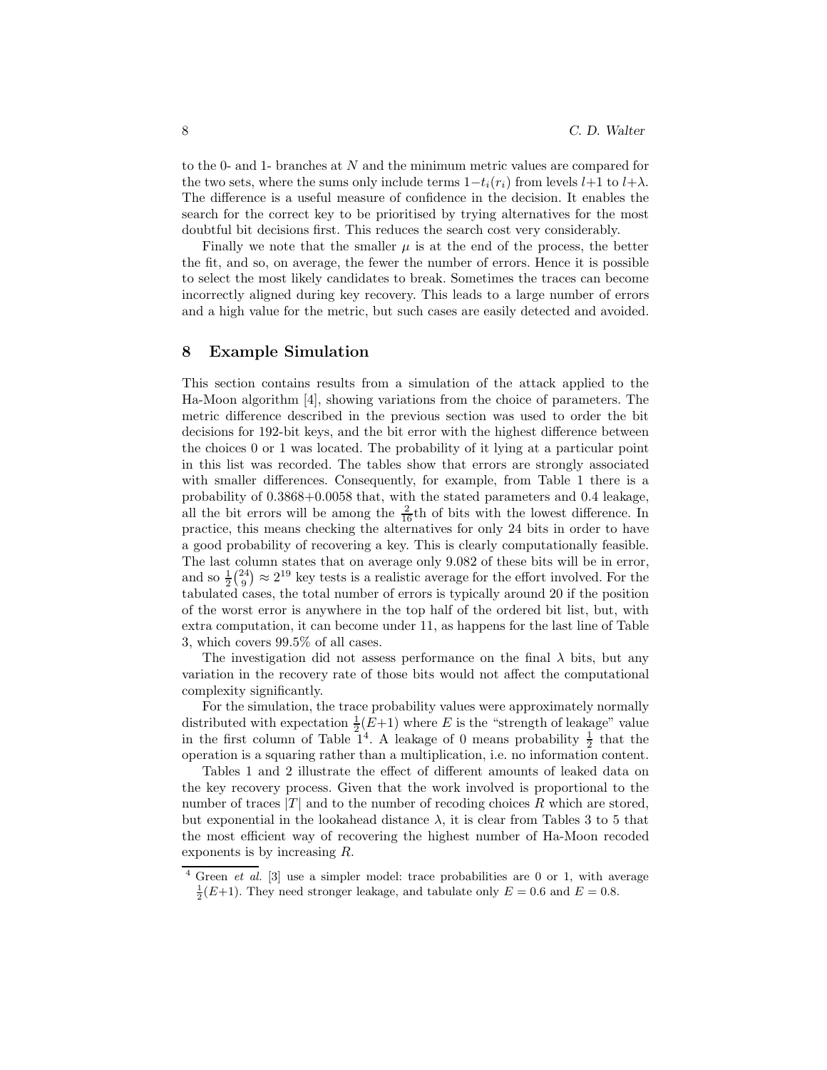to the 0- and 1- branches at $N$ and the minimum metric values are compared for the two sets, where the sums only include terms $1{-}t_i(r_i)$ from levels $l{+}1$ to $l{+}\lambda$. The difference is a useful measure of confidence in the decision. It enables the search for the correct key to be prioritised by trying alternatives for the most doubtful bit decisions first. This reduces the search cost very considerably.

Finally we note that the smaller $\mu$ is at the end of the process, the better the fit, and so, on average, the fewer the number of errors. Hence it is possible to select the most likely candidates to break. Sometimes the traces can become incorrectly aligned during key recovery. This leads to a large number of errors and a high value for the metric, but such cases are easily detected and avoided.

## 8 Example Simulation

This section contains results from a simulation of the attack applied to the Ha-Moon algorithm [4], showing variations from the choice of parameters. The metric difference described in the previous section was used to order the bit decisions for 192-bit keys, and the bit error with the highest difference between the choices 0 or 1 was located. The probability of it lying at a particular point in this list was recorded. The tables show that errors are strongly associated with smaller differences. Consequently, for example, from Table 1 there is a probability of 0.3868+0.0058 that, with the stated parameters and 0.4 leakage, all the bit errors will be among the $\frac{2}{16}$th of bits with the lowest difference. In practice, this means checking the alternatives for only 24 bits in order to have a good probability of recovering a key. This is clearly computationally feasible. The last column states that on average only 9.082 of these bits will be in error, and so $\frac{1}{2}\binom{24}{9} \approx 2^{19}$ key tests is a realistic average for the effort involved. For the tabulated cases, the total number of errors is typically around 20 if the position of the worst error is anywhere in the top half of the ordered bit list, but, with extra computation, it can become under 11, as happens for the last line of Table 3, which covers 99.5% of all cases.

The investigation did not assess performance on the final $\lambda$ bits, but any variation in the recovery rate of those bits would not affect the computational complexity significantly.

For the simulation, the trace probability values were approximately normally distributed with expectation $\frac{1}{2}(E{+}1)$ where $E$ is the "strength of leakage" value in the first column of Table 1[4]. A leakage of 0 means probability $\frac{1}{2}$ that the operation is a squaring rather than a multiplication, i.e. no information content.

Tables 1 and 2 illustrate the effect of different amounts of leaked data on the key recovery process. Given that the work involved is proportional to the number of traces $|T|$ and to the number of recoding choices $R$ which are stored, but exponential in the lookahead distance $\lambda$, it is clear from Tables 3 to 5 that the most efficient way of recovering the highest number of Ha-Moon recoded exponents is by increasing $R$.

[4] Green *et al.* [3] use a simpler model: trace probabilities are 0 or 1, with average $\frac{1}{2}(E{+}1)$. They need stronger leakage, and tabulate only $E = 0.6$ and $E = 0.8$.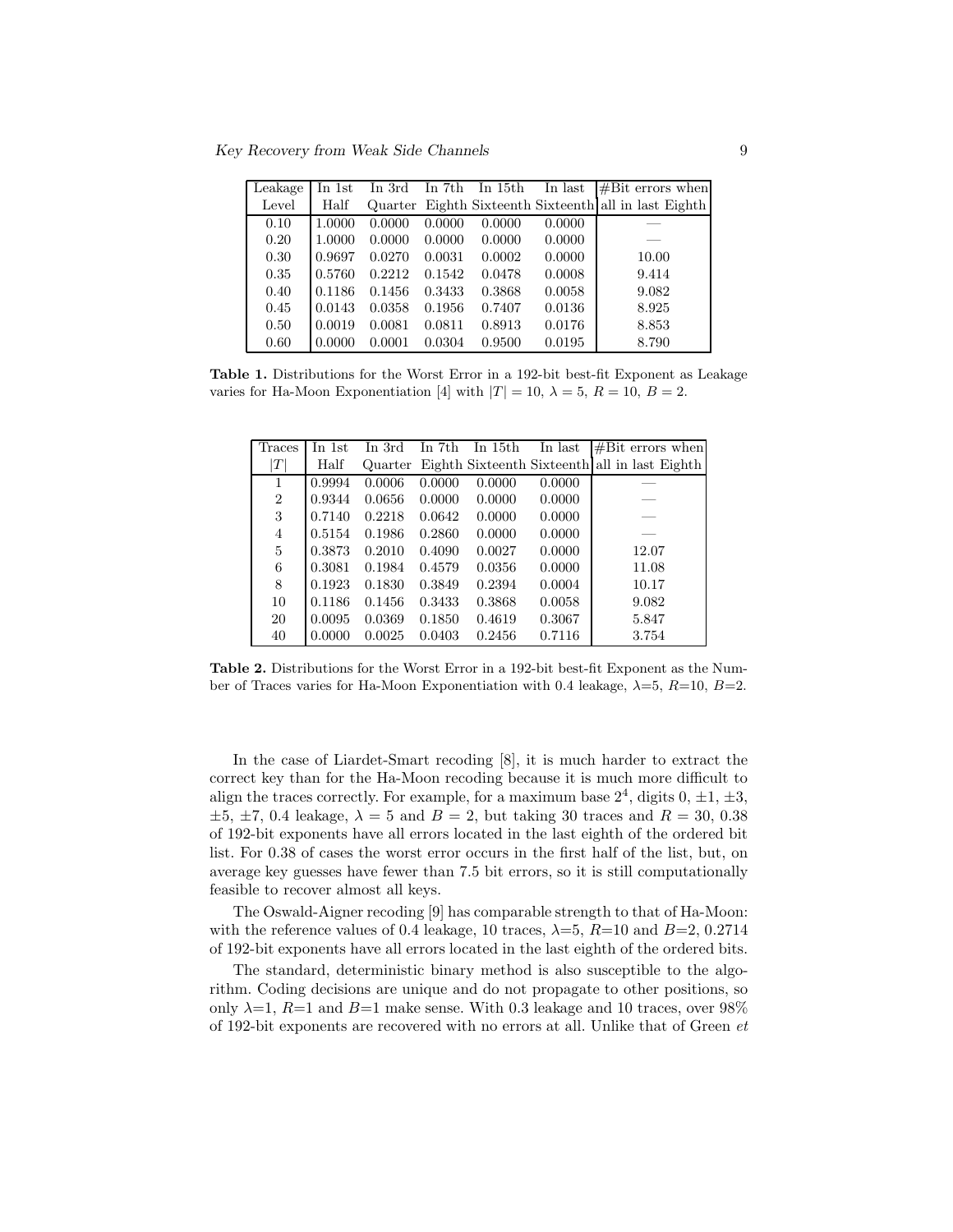| Leakage Level | In 1st Half | In 3rd Quarter | In 7th Eighth | In 15th Sixteenth | In last Sixteenth | #Bit errors when all in last Eighth |
|---|---|---|---|---|---|---|
| 0.10 | 1.0000 | 0.0000 | 0.0000 | 0.0000 | 0.0000 | — |
| 0.20 | 1.0000 | 0.0000 | 0.0000 | 0.0000 | 0.0000 | — |
| 0.30 | 0.9697 | 0.0270 | 0.0031 | 0.0002 | 0.0000 | 10.00 |
| 0.35 | 0.5760 | 0.2212 | 0.1542 | 0.0478 | 0.0008 | 9.414 |
| 0.40 | 0.1186 | 0.1456 | 0.3433 | 0.3868 | 0.0058 | 9.082 |
| 0.45 | 0.0143 | 0.0358 | 0.1956 | 0.7407 | 0.0136 | 8.925 |
| 0.50 | 0.0019 | 0.0081 | 0.0811 | 0.8913 | 0.0176 | 8.853 |
| 0.60 | 0.0000 | 0.0001 | 0.0304 | 0.9500 | 0.0195 | 8.790 |

**Table 1.** Distributions for the Worst Error in a 192-bit best-fit Exponent as Leakage varies for Ha-Moon Exponentiation [4] with $|T| = 10$, $\lambda = 5$, $R = 10$, $B = 2$.

| Traces $\vert T\vert$ | In 1st Half | In 3rd Quarter | In 7th Eighth | In 15th Sixteenth | In last Sixteenth | #Bit errors when all in last Eighth |
|---|---|---|---|---|---|---|
| 1 | 0.9994 | 0.0006 | 0.0000 | 0.0000 | 0.0000 | — |
| 2 | 0.9344 | 0.0656 | 0.0000 | 0.0000 | 0.0000 | — |
| 3 | 0.7140 | 0.2218 | 0.0642 | 0.0000 | 0.0000 | — |
| 4 | 0.5154 | 0.1986 | 0.2860 | 0.0000 | 0.0000 | — |
| 5 | 0.3873 | 0.2010 | 0.4090 | 0.0027 | 0.0000 | 12.07 |
| 6 | 0.3081 | 0.1984 | 0.4579 | 0.0356 | 0.0000 | 11.08 |
| 8 | 0.1923 | 0.1830 | 0.3849 | 0.2394 | 0.0004 | 10.17 |
| 10 | 0.1186 | 0.1456 | 0.3433 | 0.3868 | 0.0058 | 9.082 |
| 20 | 0.0095 | 0.0369 | 0.1850 | 0.4619 | 0.3067 | 5.847 |
| 40 | 0.0000 | 0.0025 | 0.0403 | 0.2456 | 0.7116 | 3.754 |

**Table 2.** Distributions for the Worst Error in a 192-bit best-fit Exponent as the Number of Traces varies for Ha-Moon Exponentiation with 0.4 leakage, $\lambda$=5, $R$=10, $B$=2.

In the case of Liardet-Smart recoding [8], it is much harder to extract the correct key than for the Ha-Moon recoding because it is much more difficult to align the traces correctly. For example, for a maximum base $2^4$, digits 0, $\pm1$, $\pm3$, $\pm5$, $\pm7$, 0.4 leakage, $\lambda = 5$ and $B = 2$, but taking 30 traces and $R = 30$, 0.38 of 192-bit exponents have all errors located in the last eighth of the ordered bit list. For 0.38 of cases the worst error occurs in the first half of the list, but, on average key guesses have fewer than 7.5 bit errors, so it is still computationally feasible to recover almost all keys.

The Oswald-Aigner recoding [9] has comparable strength to that of Ha-Moon: with the reference values of 0.4 leakage, 10 traces, $\lambda$=5, $R$=10 and $B$=2, 0.2714 of 192-bit exponents have all errors located in the last eighth of the ordered bits.

The standard, deterministic binary method is also susceptible to the algorithm. Coding decisions are unique and do not propagate to other positions, so only $\lambda$=1, $R$=1 and $B$=1 make sense. With 0.3 leakage and 10 traces, over 98% of 192-bit exponents are recovered with no errors at all. Unlike that of Green *et*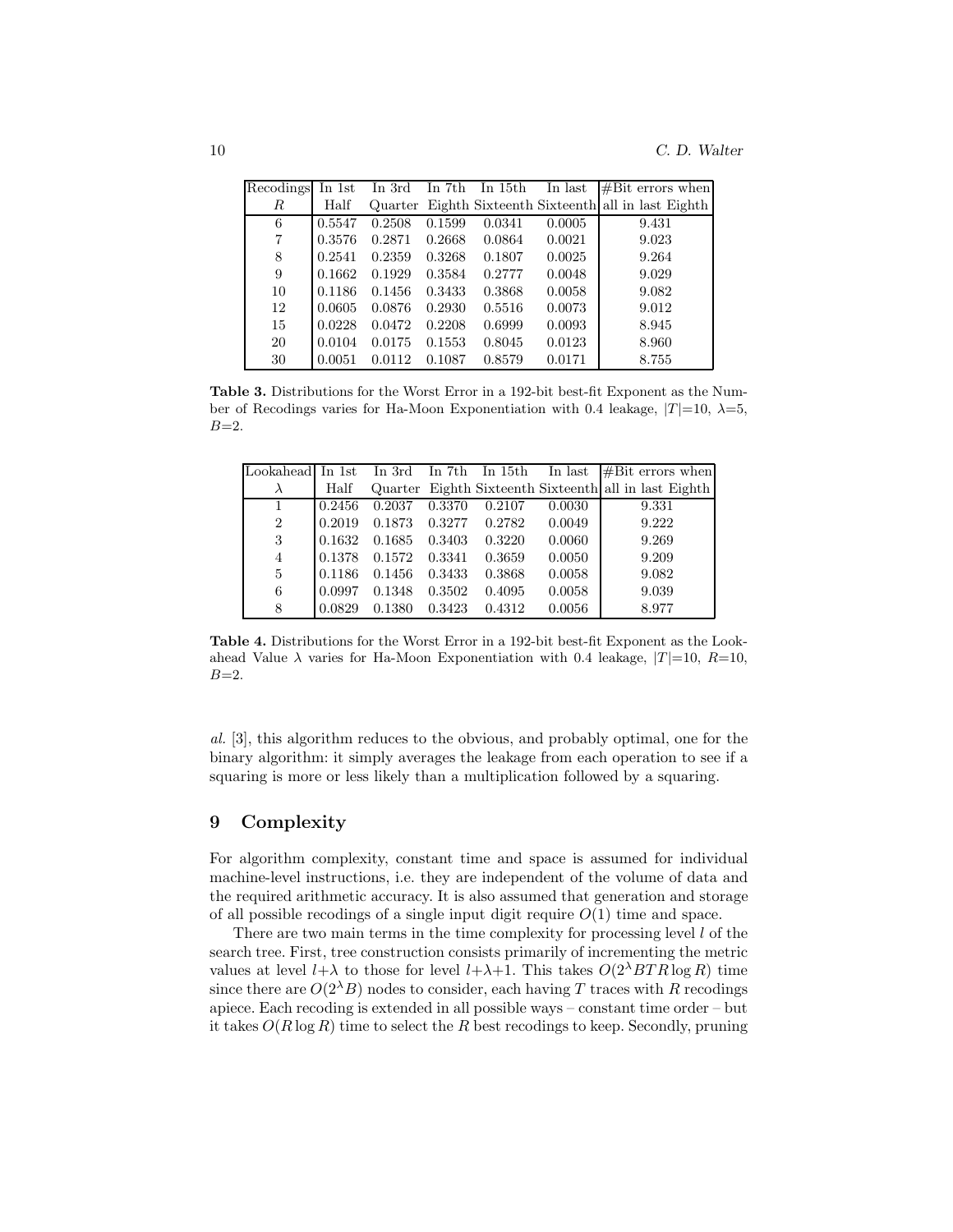| Recodings $R$ | In 1st Half | In 3rd Quarter | In 7th Eighth | In 15th Sixteenth | In last Sixteenth | #Bit errors when all in last Eighth |
|---|---|---|---|---|---|---|
| 6 | 0.5547 | 0.2508 | 0.1599 | 0.0341 | 0.0005 | 9.431 |
| 7 | 0.3576 | 0.2871 | 0.2668 | 0.0864 | 0.0021 | 9.023 |
| 8 | 0.2541 | 0.2359 | 0.3268 | 0.1807 | 0.0025 | 9.264 |
| 9 | 0.1662 | 0.1929 | 0.3584 | 0.2777 | 0.0048 | 9.029 |
| 10 | 0.1186 | 0.1456 | 0.3433 | 0.3868 | 0.0058 | 9.082 |
| 12 | 0.0605 | 0.0876 | 0.2930 | 0.5516 | 0.0073 | 9.012 |
| 15 | 0.0228 | 0.0472 | 0.2208 | 0.6999 | 0.0093 | 8.945 |
| 20 | 0.0104 | 0.0175 | 0.1553 | 0.8045 | 0.0123 | 8.960 |
| 30 | 0.0051 | 0.0112 | 0.1087 | 0.8579 | 0.0171 | 8.755 |

**Table 3.** Distributions for the Worst Error in a 192-bit best-fit Exponent as the Number of Recodings varies for Ha-Moon Exponentiation with 0.4 leakage, $|T|$=10, $\lambda$=5, $B$=2.

| Lookahead $\lambda$ | In 1st Half | In 3rd Quarter | In 7th Eighth | In 15th Sixteenth | In last Sixteenth | #Bit errors when all in last Eighth |
|---|---|---|---|---|---|---|
| 1 | 0.2456 | 0.2037 | 0.3370 | 0.2107 | 0.0030 | 9.331 |
| 2 | 0.2019 | 0.1873 | 0.3277 | 0.2782 | 0.0049 | 9.222 |
| 3 | 0.1632 | 0.1685 | 0.3403 | 0.3220 | 0.0060 | 9.269 |
| 4 | 0.1378 | 0.1572 | 0.3341 | 0.3659 | 0.0050 | 9.209 |
| 5 | 0.1186 | 0.1456 | 0.3433 | 0.3868 | 0.0058 | 9.082 |
| 6 | 0.0997 | 0.1348 | 0.3502 | 0.4095 | 0.0058 | 9.039 |
| 8 | 0.0829 | 0.1380 | 0.3423 | 0.4312 | 0.0056 | 8.977 |

**Table 4.** Distributions for the Worst Error in a 192-bit best-fit Exponent as the Lookahead Value $\lambda$ varies for Ha-Moon Exponentiation with 0.4 leakage, $|T|$=10, $R$=10, $B$=2.

*al.* [3], this algorithm reduces to the obvious, and probably optimal, one for the binary algorithm: it simply averages the leakage from each operation to see if a squaring is more or less likely than a multiplication followed by a squaring.

## 9 Complexity

For algorithm complexity, constant time and space is assumed for individual machine-level instructions, i.e. they are independent of the volume of data and the required arithmetic accuracy. It is also assumed that generation and storage of all possible recodings of a single input digit require $O(1)$ time and space.

There are two main terms in the time complexity for processing level $l$ of the search tree. First, tree construction consists primarily of incrementing the metric values at level $l+\lambda$ to those for level $l+\lambda+1$. This takes $O(2^{\lambda}BTR\log R)$ time since there are $O(2^{\lambda}B)$ nodes to consider, each having $T$ traces with $R$ recodings apiece. Each recoding is extended in all possible ways – constant time order – but it takes $O(R\log R)$ time to select the $R$ best recodings to keep. Secondly, pruning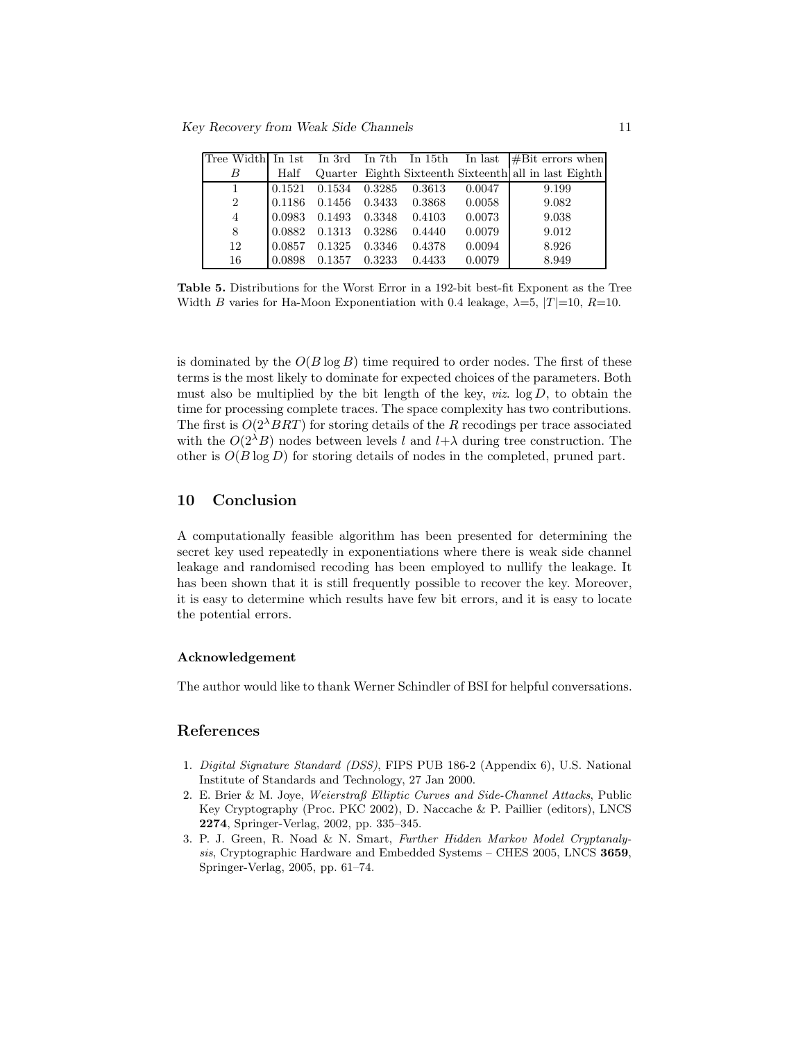| Tree Width $B$ | In 1st Half | In 3rd Quarter | In 7th Eighth | In 15th Sixteenth | In last Sixteenth | #Bit errors when all in last Eighth |
|---|---|---|---|---|---|---|
| 1 | 0.1521 | 0.1534 | 0.3285 | 0.3613 | 0.0047 | 9.199 |
| 2 | 0.1186 | 0.1456 | 0.3433 | 0.3868 | 0.0058 | 9.082 |
| 4 | 0.0983 | 0.1493 | 0.3348 | 0.4103 | 0.0073 | 9.038 |
| 8 | 0.0882 | 0.1313 | 0.3286 | 0.4440 | 0.0079 | 9.012 |
| 12 | 0.0857 | 0.1325 | 0.3346 | 0.4378 | 0.0094 | 8.926 |
| 16 | 0.0898 | 0.1357 | 0.3233 | 0.4433 | 0.0079 | 8.949 |

**Table 5.** Distributions for the Worst Error in a 192-bit best-fit Exponent as the Tree Width $B$ varies for Ha-Moon Exponentiation with 0.4 leakage, $\lambda$=5, $|T|$=10, $R$=10.

is dominated by the $O(B \log B)$ time required to order nodes. The first of these terms is the most likely to dominate for expected choices of the parameters. Both must also be multiplied by the bit length of the key, *viz.* $\log D$, to obtain the time for processing complete traces. The space complexity has two contributions. The first is $O(2^{\lambda}BRT)$ for storing details of the $R$ recodings per trace associated with the $O(2^{\lambda}B)$ nodes between levels $l$ and $l+\lambda$ during tree construction. The other is $O(B \log D)$ for storing details of nodes in the completed, pruned part.

## 10 Conclusion

A computationally feasible algorithm has been presented for determining the secret key used repeatedly in exponentiations where there is weak side channel leakage and randomised recoding has been employed to nullify the leakage. It has been shown that it is still frequently possible to recover the key. Moreover, it is easy to determine which results have few bit errors, and it is easy to locate the potential errors.

#### Acknowledgement

The author would like to thank Werner Schindler of BSI for helpful conversations.

## References

1. *Digital Signature Standard (DSS)*, FIPS PUB 186-2 (Appendix 6), U.S. National Institute of Standards and Technology, 27 Jan 2000.
2. E. Brier & M. Joye, *Weierstraß Elliptic Curves and Side-Channel Attacks*, Public Key Cryptography (Proc. PKC 2002), D. Naccache & P. Paillier (editors), LNCS **2274**, Springer-Verlag, 2002, pp. 335–345.
3. P. J. Green, R. Noad & N. Smart, *Further Hidden Markov Model Cryptanalysis*, Cryptographic Hardware and Embedded Systems – CHES 2005, LNCS **3659**, Springer-Verlag, 2005, pp. 61–74.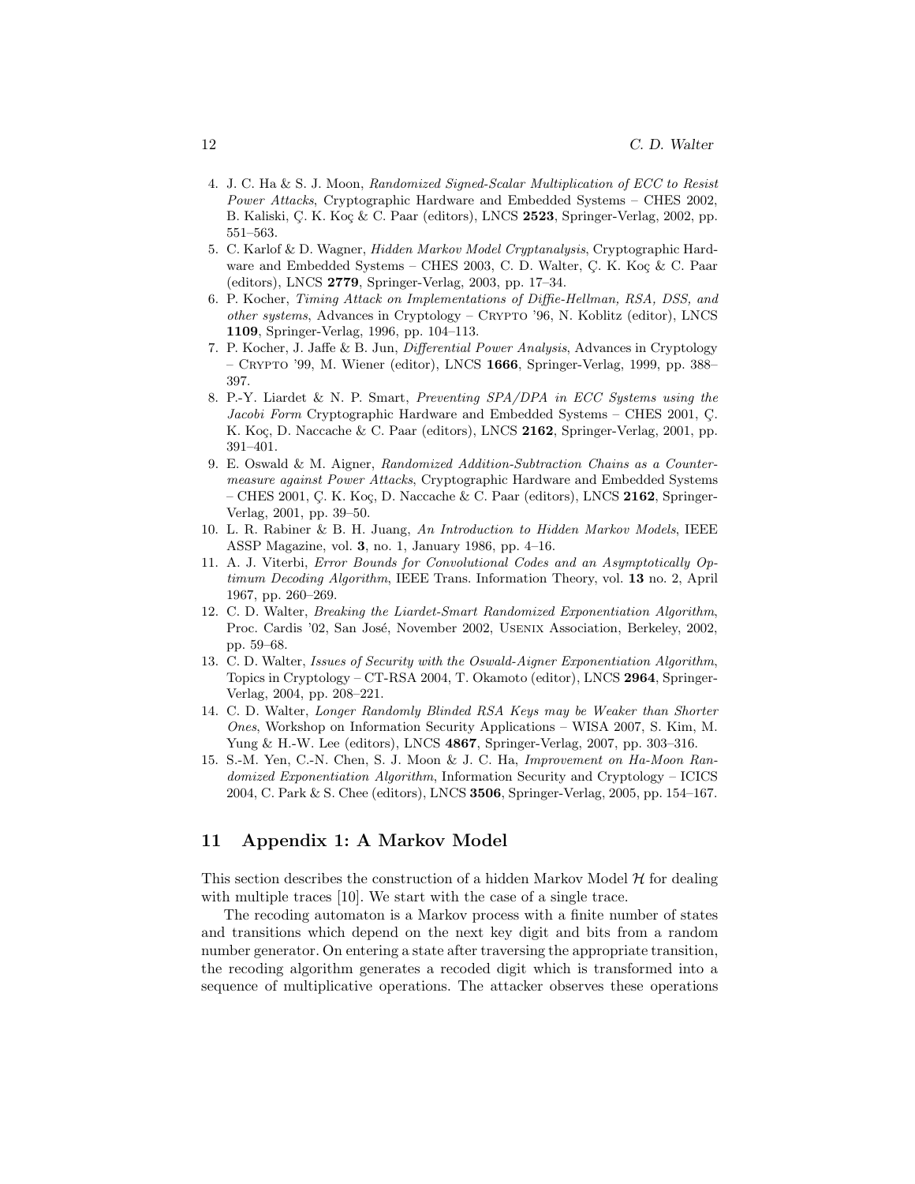4. J. C. Ha & S. J. Moon, *Randomized Signed-Scalar Multiplication of ECC to Resist Power Attacks*, Cryptographic Hardware and Embedded Systems – CHES 2002, B. Kaliski, Ç. K. Koç & C. Paar (editors), LNCS **2523**, Springer-Verlag, 2002, pp. 551–563.
5. C. Karlof & D. Wagner, *Hidden Markov Model Cryptanalysis*, Cryptographic Hardware and Embedded Systems – CHES 2003, C. D. Walter, Ç. K. Koç & C. Paar (editors), LNCS **2779**, Springer-Verlag, 2003, pp. 17–34.
6. P. Kocher, *Timing Attack on Implementations of Diffie-Hellman, RSA, DSS, and other systems*, Advances in Cryptology – Crypto '96, N. Koblitz (editor), LNCS **1109**, Springer-Verlag, 1996, pp. 104–113.
7. P. Kocher, J. Jaffe & B. Jun, *Differential Power Analysis*, Advances in Cryptology – Crypto '99, M. Wiener (editor), LNCS **1666**, Springer-Verlag, 1999, pp. 388–397.
8. P.-Y. Liardet & N. P. Smart, *Preventing SPA/DPA in ECC Systems using the Jacobi Form* Cryptographic Hardware and Embedded Systems – CHES 2001, Ç. K. Koç, D. Naccache & C. Paar (editors), LNCS **2162**, Springer-Verlag, 2001, pp. 391–401.
9. E. Oswald & M. Aigner, *Randomized Addition-Subtraction Chains as a Countermeasure against Power Attacks*, Cryptographic Hardware and Embedded Systems – CHES 2001, Ç. K. Koç, D. Naccache & C. Paar (editors), LNCS **2162**, Springer-Verlag, 2001, pp. 39–50.
10. L. R. Rabiner & B. H. Juang, *An Introduction to Hidden Markov Models*, IEEE ASSP Magazine, vol. **3**, no. 1, January 1986, pp. 4–16.
11. A. J. Viterbi, *Error Bounds for Convolutional Codes and an Asymptotically Optimum Decoding Algorithm*, IEEE Trans. Information Theory, vol. **13** no. 2, April 1967, pp. 260–269.
12. C. D. Walter, *Breaking the Liardet-Smart Randomized Exponentiation Algorithm*, Proc. Cardis '02, San José, November 2002, Usenix Association, Berkeley, 2002, pp. 59–68.
13. C. D. Walter, *Issues of Security with the Oswald-Aigner Exponentiation Algorithm*, Topics in Cryptology – CT-RSA 2004, T. Okamoto (editor), LNCS **2964**, Springer-Verlag, 2004, pp. 208–221.
14. C. D. Walter, *Longer Randomly Blinded RSA Keys may be Weaker than Shorter Ones*, Workshop on Information Security Applications – WISA 2007, S. Kim, M. Yung & H.-W. Lee (editors), LNCS **4867**, Springer-Verlag, 2007, pp. 303–316.
15. S.-M. Yen, C.-N. Chen, S. J. Moon & J. C. Ha, *Improvement on Ha-Moon Randomized Exponentiation Algorithm*, Information Security and Cryptology – ICICS 2004, C. Park & S. Chee (editors), LNCS **3506**, Springer-Verlag, 2005, pp. 154–167.

## 11 Appendix 1: A Markov Model

This section describes the construction of a hidden Markov Model $\mathcal{H}$ for dealing with multiple traces [10]. We start with the case of a single trace.

The recoding automaton is a Markov process with a finite number of states and transitions which depend on the next key digit and bits from a random number generator. On entering a state after traversing the appropriate transition, the recoding algorithm generates a recoded digit which is transformed into a sequence of multiplicative operations. The attacker observes these operations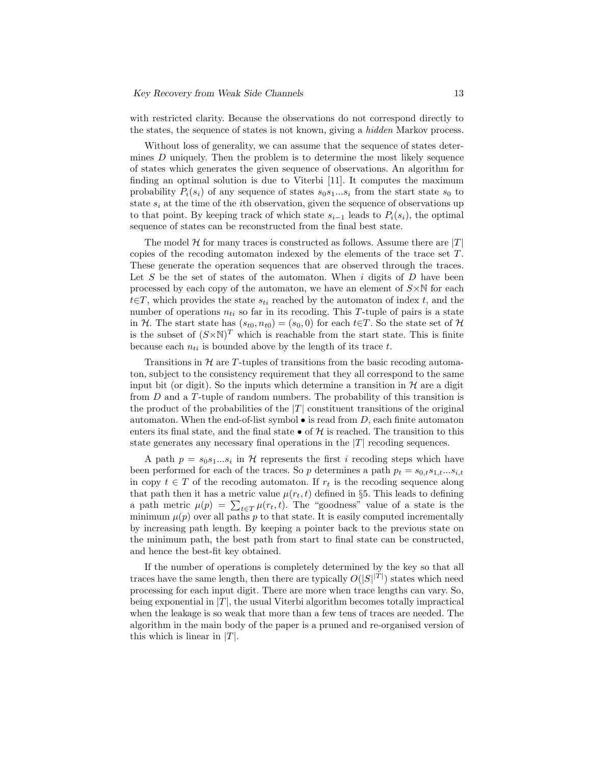with restricted clarity. Because the observations do not correspond directly to the states, the sequence of states is not known, giving a *hidden* Markov process.

Without loss of generality, we can assume that the sequence of states determines $D$ uniquely. Then the problem is to determine the most likely sequence of states which generates the given sequence of observations. An algorithm for finding an optimal solution is due to Viterbi [11]. It computes the maximum probability $P_i(s_i)$ of any sequence of states $s_0 s_1 ... s_i$ from the start state $s_0$ to state $s_i$ at the time of the $i$th observation, given the sequence of observations up to that point. By keeping track of which state $s_{i-1}$ leads to $P_i(s_i)$, the optimal sequence of states can be reconstructed from the final best state.

The model $\mathcal{H}$ for many traces is constructed as follows. Assume there are $|T|$ copies of the recoding automaton indexed by the elements of the trace set $T$. These generate the operation sequences that are observed through the traces. Let $S$ be the set of states of the automaton. When $i$ digits of $D$ have been processed by each copy of the automaton, we have an element of $S\times\mathbb{N}$ for each $t\in T$, which provides the state $s_{ti}$ reached by the automaton of index $t$, and the number of operations $n_{ti}$ so far in its recoding. This $T$-tuple of pairs is a state in $\mathcal{H}$. The start state has $(s_{t0}, n_{t0}) = (s_0, 0)$ for each $t\in T$. So the state set of $\mathcal{H}$ is the subset of $(S\times\mathbb{N})^T$ which is reachable from the start state. This is finite because each $n_{ti}$ is bounded above by the length of its trace $t$.

Transitions in $\mathcal{H}$ are $T$-tuples of transitions from the basic recoding automaton, subject to the consistency requirement that they all correspond to the same input bit (or digit). So the inputs which determine a transition in $\mathcal{H}$ are a digit from $D$ and a $T$-tuple of random numbers. The probability of this transition is the product of the probabilities of the $|T|$ constituent transitions of the original automaton. When the end-of-list symbol $\bullet$ is read from $D$, each finite automaton enters its final state, and the final state $\bullet$ of $\mathcal{H}$ is reached. The transition to this state generates any necessary final operations in the $|T|$ recoding sequences.

A path $p = s_0 s_1 ... s_i$ in $\mathcal{H}$ represents the first $i$ recoding steps which have been performed for each of the traces. So $p$ determines a path $p_t = s_{0,t} s_{1,t} ... s_{i,t}$ in copy $t \in T$ of the recoding automaton. If $r_t$ is the recoding sequence along that path then it has a metric value $\mu(r_t, t)$ defined in §5. This leads to defining a path metric $\mu(p) = \sum_{t\in T} \mu(r_t, t)$. The "goodness" value of a state is the minimum $\mu(p)$ over all paths $p$ to that state. It is easily computed incrementally by increasing path length. By keeping a pointer back to the previous state on the minimum path, the best path from start to final state can be constructed, and hence the best-fit key obtained.

If the number of operations is completely determined by the key so that all traces have the same length, then there are typically $O(|S|^{|T|})$ states which need processing for each input digit. There are more when trace lengths can vary. So, being exponential in $|T|$, the usual Viterbi algorithm becomes totally impractical when the leakage is so weak that more than a few tens of traces are needed. The algorithm in the main body of the paper is a pruned and re-organised version of this which is linear in $|T|$.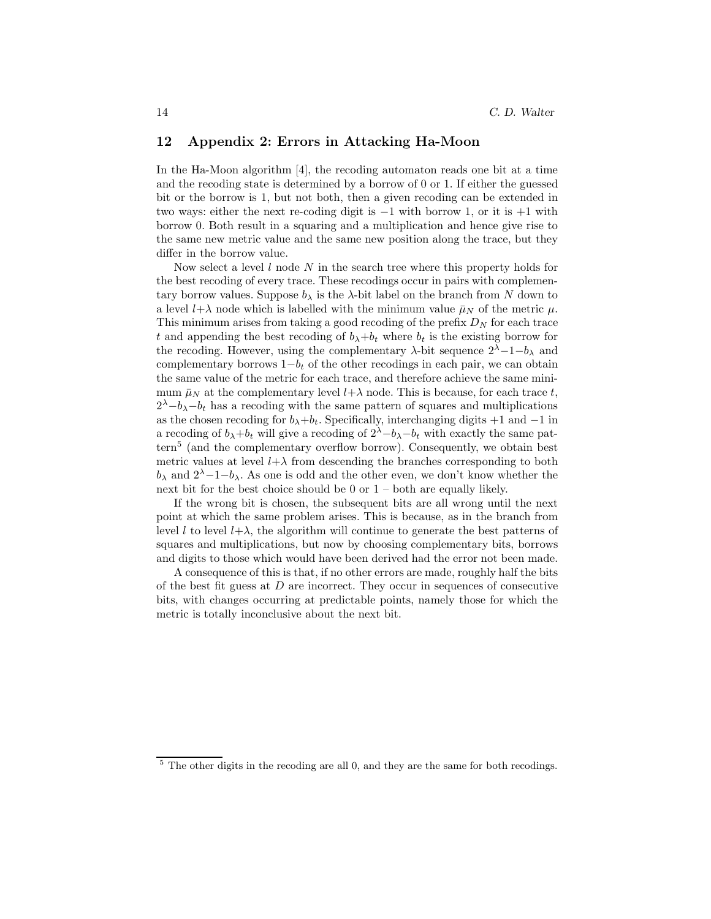## 12 Appendix 2: Errors in Attacking Ha-Moon

In the Ha-Moon algorithm [4], the recoding automaton reads one bit at a time and the recoding state is determined by a borrow of 0 or 1. If either the guessed bit or the borrow is 1, but not both, then a given recoding can be extended in two ways: either the next re-coding digit is $-1$ with borrow 1, or it is $+1$ with borrow 0. Both result in a squaring and a multiplication and hence give rise to the same new metric value and the same new position along the trace, but they differ in the borrow value.

Now select a level $l$ node $N$ in the search tree where this property holds for the best recoding of every trace. These recodings occur in pairs with complementary borrow values. Suppose $b_\lambda$ is the $\lambda$-bit label on the branch from $N$ down to a level $l{+}\lambda$ node which is labelled with the minimum value $\bar{\mu}_N$ of the metric $\mu$. This minimum arises from taking a good recoding of the prefix $D_N$ for each trace $t$ and appending the best recoding of $b_\lambda{+}b_t$ where $b_t$ is the existing borrow for the recoding. However, using the complementary $\lambda$-bit sequence $2^\lambda{-}1{-}b_\lambda$ and complementary borrows $1{-}b_t$ of the other recodings in each pair, we can obtain the same value of the metric for each trace, and therefore achieve the same minimum $\bar{\mu}_N$ at the complementary level $l{+}\lambda$ node. This is because, for each trace $t$, $2^\lambda{-}b_\lambda{-}b_t$ has a recoding with the same pattern of squares and multiplications as the chosen recoding for $b_\lambda{+}b_t$. Specifically, interchanging digits $+1$ and $-1$ in a recoding of $b_\lambda{+}b_t$ will give a recoding of $2^\lambda{-}b_\lambda{-}b_t$ with exactly the same pattern[5] (and the complementary overflow borrow). Consequently, we obtain best metric values at level $l{+}\lambda$ from descending the branches corresponding to both $b_\lambda$ and $2^\lambda{-}1{-}b_\lambda$. As one is odd and the other even, we don't know whether the next bit for the best choice should be 0 or 1 – both are equally likely.

If the wrong bit is chosen, the subsequent bits are all wrong until the next point at which the same problem arises. This is because, as in the branch from level $l$ to level $l{+}\lambda$, the algorithm will continue to generate the best patterns of squares and multiplications, but now by choosing complementary bits, borrows and digits to those which would have been derived had the error not been made.

A consequence of this is that, if no other errors are made, roughly half the bits of the best fit guess at $D$ are incorrect. They occur in sequences of consecutive bits, with changes occurring at predictable points, namely those for which the metric is totally inconclusive about the next bit.

---

[5] The other digits in the recoding are all 0, and they are the same for both recodings.